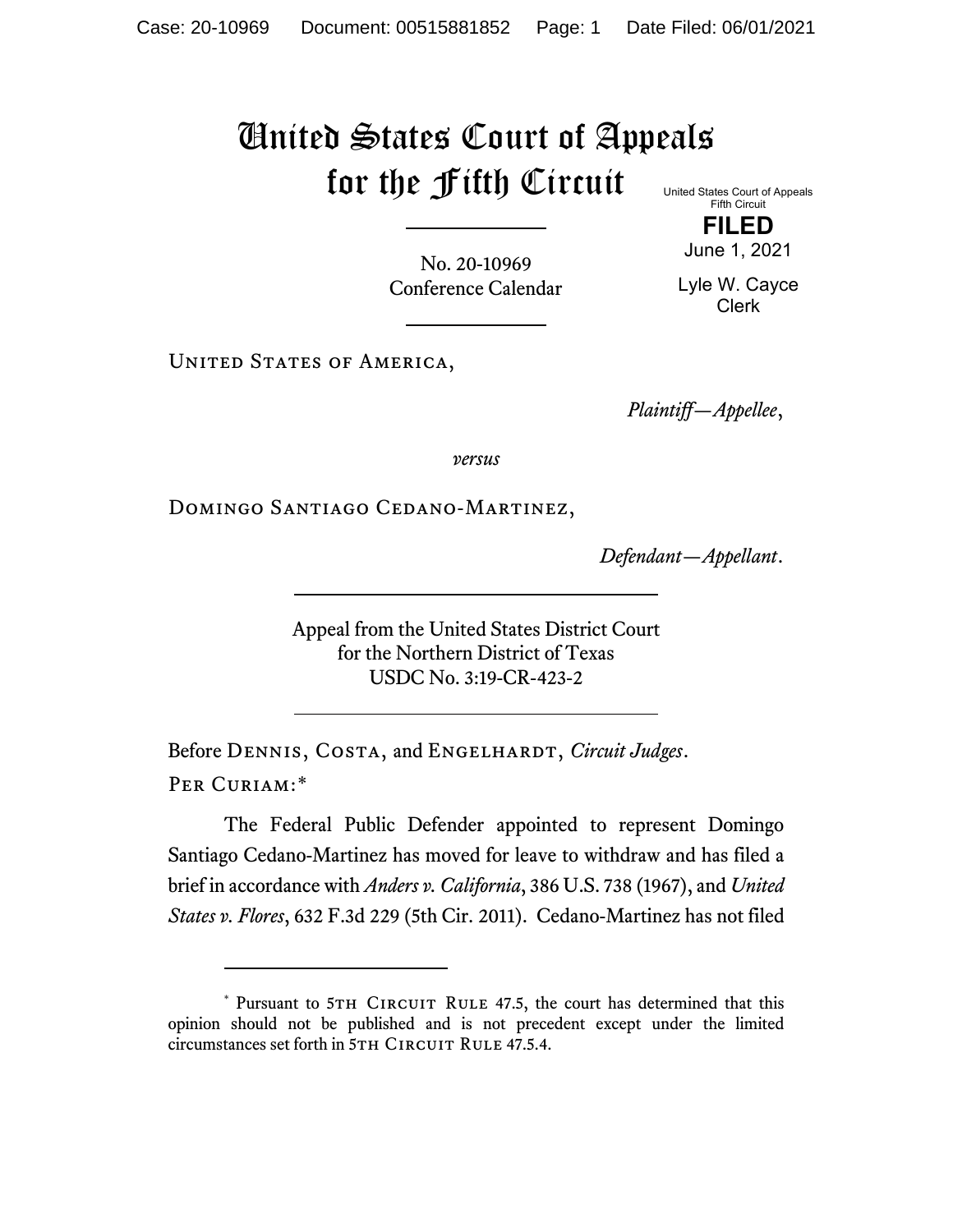# United States Court of Appeals for the Fifth Circuit

United States Court of Appeals
Fifth Circuit

**FILED**

June 1, 2021

Lyle W. Cayce
Clerk

---

No. 20-10969
Conference Calendar

---

United States of America,

*Plaintiff—Appellee*,

*versus*

Domingo Santiago Cedano-Martinez,

*Defendant—Appellant*.

---

Appeal from the United States District Court
for the Northern District of Texas
USDC No. 3:19-CR-423-2

---

Before Dennis, Costa, and Engelhardt, *Circuit Judges*.

Per Curiam:*

The Federal Public Defender appointed to represent Domingo Santiago Cedano-Martinez has moved for leave to withdraw and has filed a brief in accordance with *Anders v. California*, 386 U.S. 738 (1967), and *United States v. Flores*, 632 F.3d 229 (5th Cir. 2011). Cedano-Martinez has not filed

---

* Pursuant to 5th Circuit Rule 47.5, the court has determined that this opinion should not be published and is not precedent except under the limited circumstances set forth in 5th Circuit Rule 47.5.4.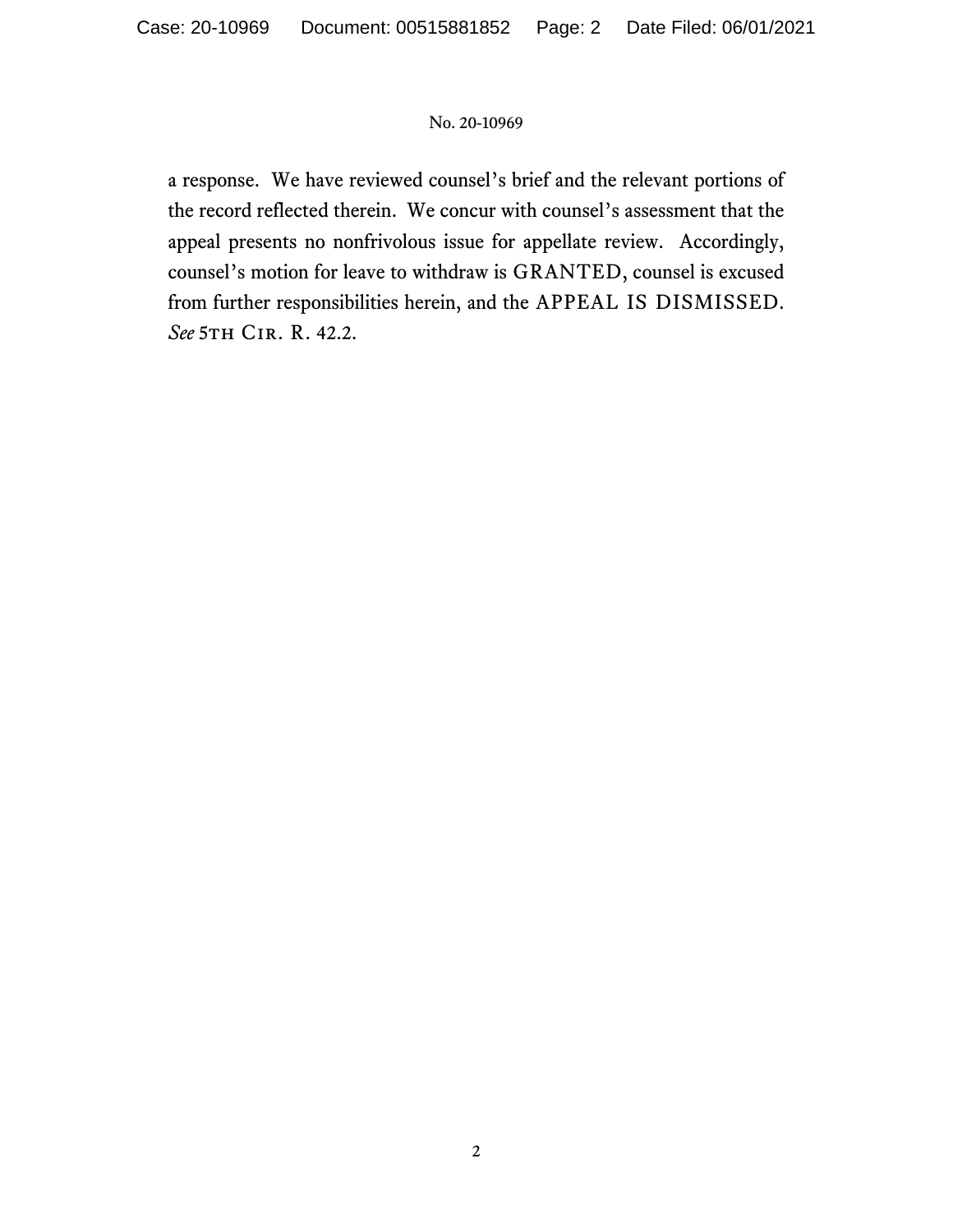a response. We have reviewed counsel's brief and the relevant portions of the record reflected therein. We concur with counsel's assessment that the appeal presents no nonfrivolous issue for appellate review. Accordingly, counsel's motion for leave to withdraw is GRANTED, counsel is excused from further responsibilities herein, and the APPEAL IS DISMISSED. *See* 5TH CIR. R. 42.2.